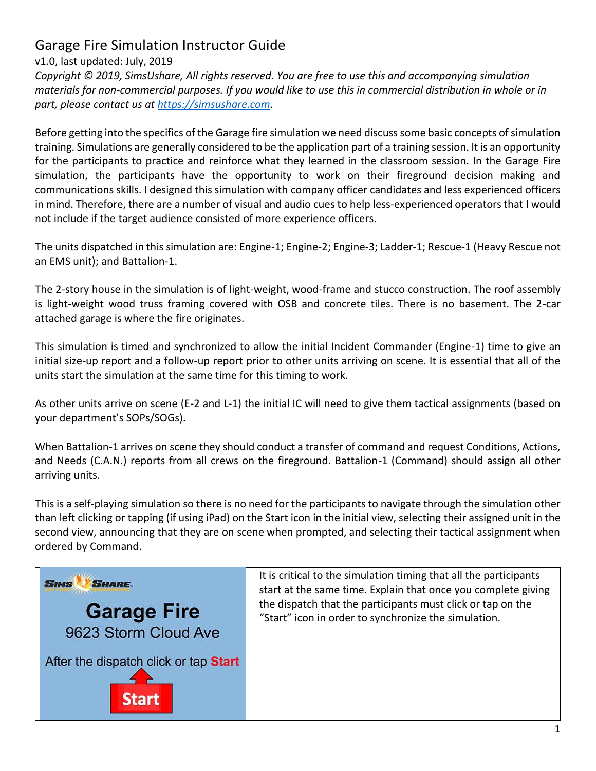# Garage Fire Simulation Instructor Guide

v1.0, last updated: July, 2019

*Copyright © 2019, SimsUshare, All rights reserved. You are free to use this and accompanying simulation materials for non-commercial purposes. If you would like to use this in commercial distribution in whole or in part, please contact us at [https://simsushare.com](https://simsushare.com).*

Before getting into the specifics of the Garage fire simulation we need discuss some basic concepts of simulation training. Simulations are generally considered to be the application part of a training session. It is an opportunity for the participants to practice and reinforce what they learned in the classroom session. In the Garage Fire simulation, the participants have the opportunity to work on their fireground decision making and communications skills. I designed this simulation with company officer candidates and less experienced officers in mind. Therefore, there are a number of visual and audio cues to help less-experienced operators that I would not include if the target audience consisted of more experience officers.

The units dispatched in this simulation are: Engine-1; Engine-2; Engine-3; Ladder-1; Rescue-1 (Heavy Rescue not an EMS unit); and Battalion-1.

The 2-story house in the simulation is of light-weight, wood-frame and stucco construction. The roof assembly is light-weight wood truss framing covered with OSB and concrete tiles. There is no basement. The 2-car attached garage is where the fire originates.

This simulation is timed and synchronized to allow the initial Incident Commander (Engine-1) time to give an initial size-up report and a follow-up report prior to other units arriving on scene. It is essential that all of the units start the simulation at the same time for this timing to work.

As other units arrive on scene (E-2 and L-1) the initial IC will need to give them tactical assignments (based on your department's SOPs/SOGs).

When Battalion-1 arrives on scene they should conduct a transfer of command and request Conditions, Actions, and Needs (C.A.N.) reports from all crews on the fireground. Battalion-1 (Command) should assign all other arriving units.

This is a self-playing simulation so there is no need for the participants to navigate through the simulation other than left clicking or tapping (if using iPad) on the Start icon in the initial view, selecting their assigned unit in the second view, announcing that they are on scene when prompted, and selecting their tactical assignment when ordered by Command.

| Simulation Screen | Instructor Notes |
|---|---|
| SimsUshare — **Garage Fire** — 9623 Storm Cloud Ave — After the dispatch click or tap **Start** — **Start** | It is critical to the simulation timing that all the participants start at the same time. Explain that once you complete giving the dispatch that the participants must click or tap on the "Start" icon in order to synchronize the simulation. |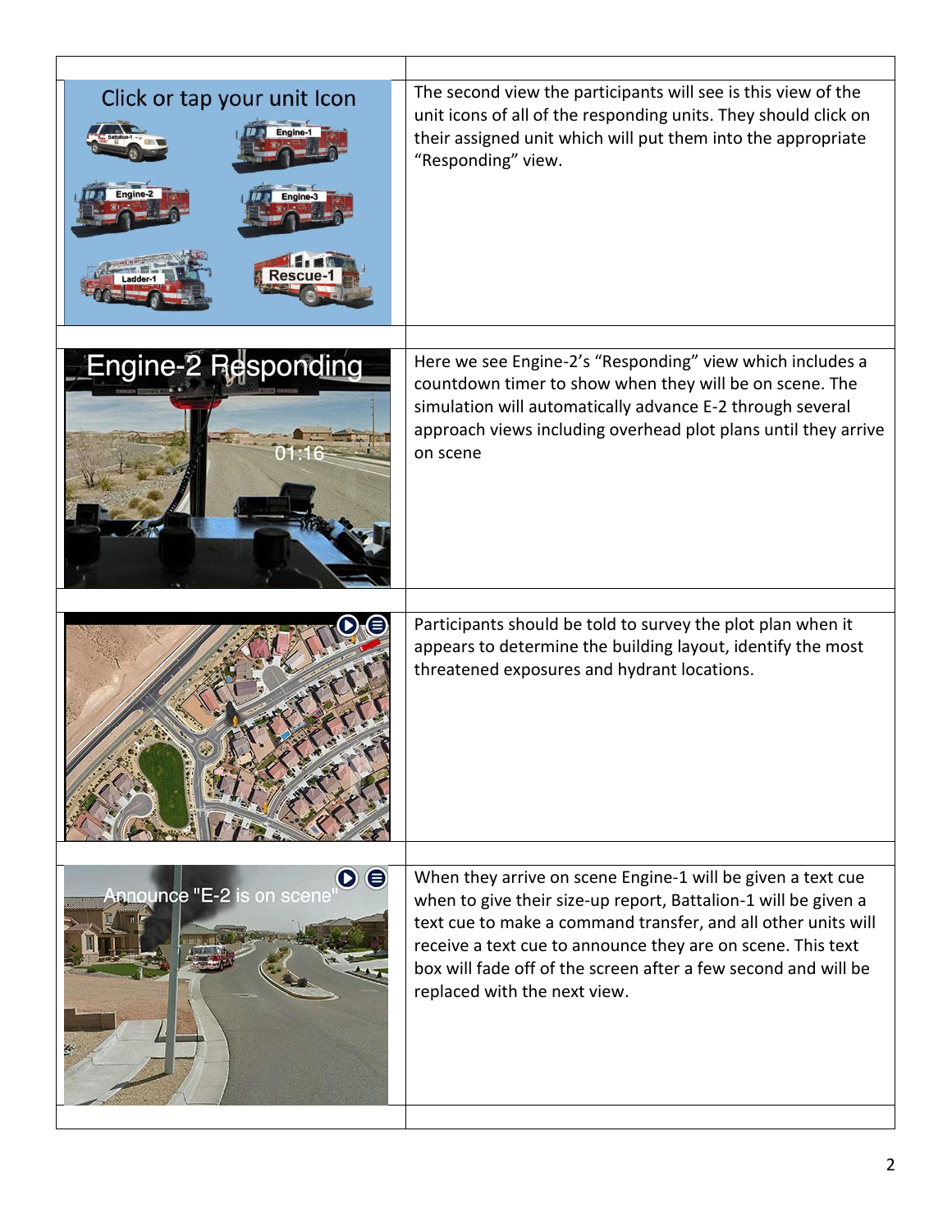| | |
|---|---|
| Click or tap your unit Icon | The second view the participants will see is this view of the unit icons of all of the responding units. They should click on their assigned unit which will put them into the appropriate "Responding" view. |
| Engine-2 Responding | Here we see Engine-2's "Responding" view which includes a countdown timer to show when they will be on scene. The simulation will automatically advance E-2 through several approach views including overhead plot plans until they arrive on scene |
| | Participants should be told to survey the plot plan when it appears to determine the building layout, identify the most threatened exposures and hydrant locations. |
| Announce "E-2 is on scene" | When they arrive on scene Engine-1 will be given a text cue when to give their size-up report, Battalion-1 will be given a text cue to make a command transfer, and all other units will receive a text cue to announce they are on scene. This text box will fade off of the screen after a few second and will be replaced with the next view. |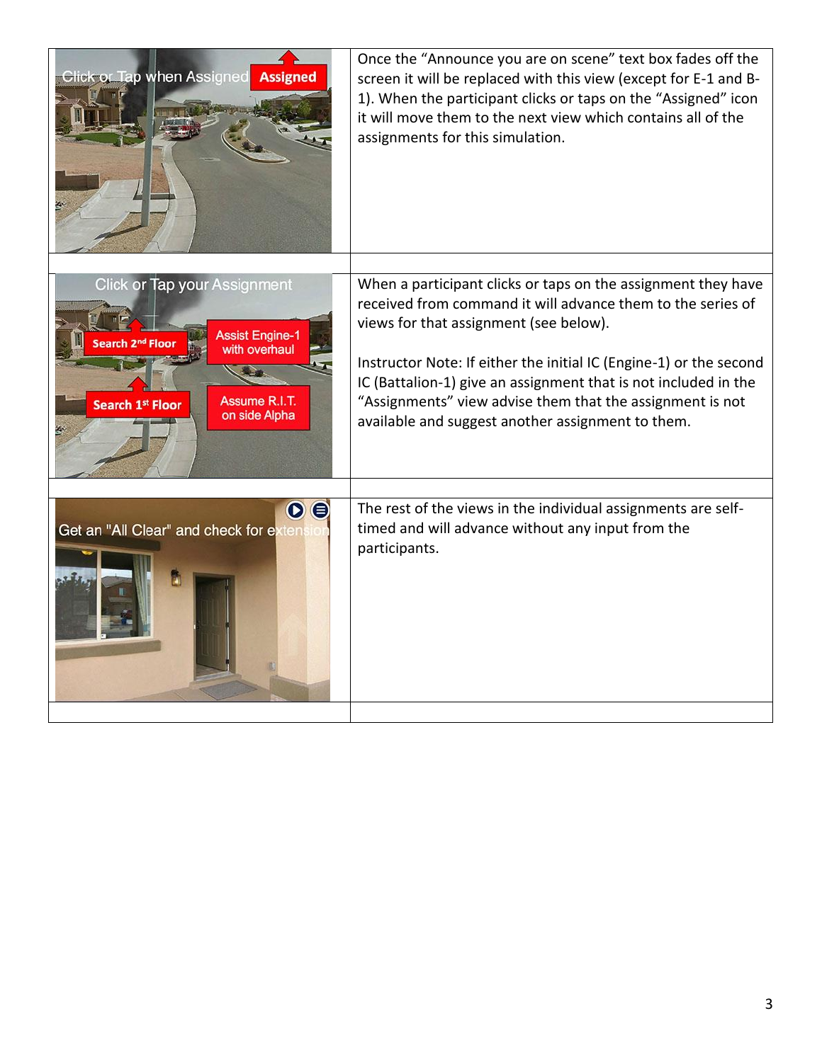| | |
|---|---|
| | Once the "Announce you are on scene" text box fades off the screen it will be replaced with this view (except for E-1 and B-1). When the participant clicks or taps on the "Assigned" icon it will move them to the next view which contains all of the assignments for this simulation. |
| | |
| | When a participant clicks or taps on the assignment they have received from command it will advance them to the series of views for that assignment (see below).<br><br>Instructor Note: If either the initial IC (Engine-1) or the second IC (Battalion-1) give an assignment that is not included in the "Assignments" view advise them that the assignment is not available and suggest another assignment to them. |
| | |
| | The rest of the views in the individual assignments are self-timed and will advance without any input from the participants. |
| | |